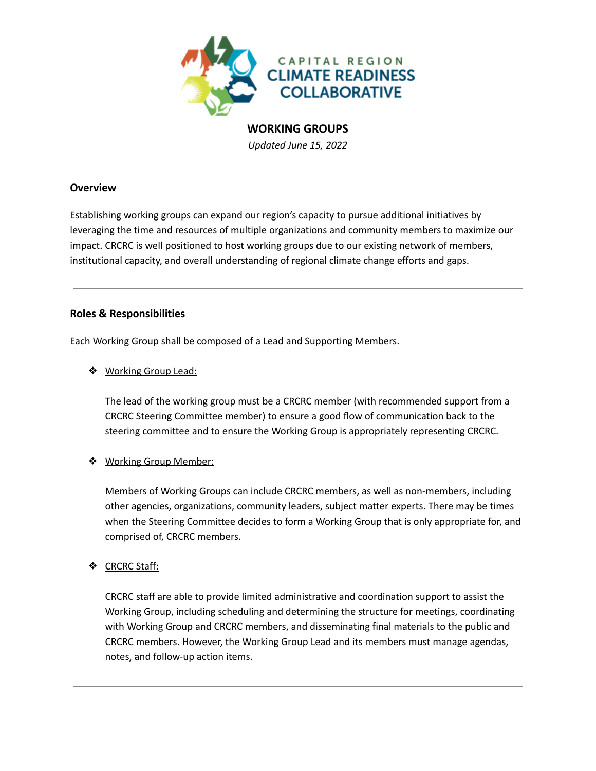CAPITAL REGION
CLIMATE READINESS
COLLABORATIVE

# WORKING GROUPS

*Updated June 15, 2022*

## Overview

Establishing working groups can expand our region's capacity to pursue additional initiatives by leveraging the time and resources of multiple organizations and community members to maximize our impact. CRCRC is well positioned to host working groups due to our existing network of members, institutional capacity, and overall understanding of regional climate change efforts and gaps.

---

## Roles & Responsibilities

Each Working Group shall be composed of a Lead and Supporting Members.

- Working Group Lead:

  The lead of the working group must be a CRCRC member (with recommended support from a CRCRC Steering Committee member) to ensure a good flow of communication back to the steering committee and to ensure the Working Group is appropriately representing CRCRC.

- Working Group Member:

  Members of Working Groups can include CRCRC members, as well as non-members, including other agencies, organizations, community leaders, subject matter experts. There may be times when the Steering Committee decides to form a Working Group that is only appropriate for, and comprised of, CRCRC members.

- CRCRC Staff:

  CRCRC staff are able to provide limited administrative and coordination support to assist the Working Group, including scheduling and determining the structure for meetings, coordinating with Working Group and CRCRC members, and disseminating final materials to the public and CRCRC members. However, the Working Group Lead and its members must manage agendas, notes, and follow-up action items.

---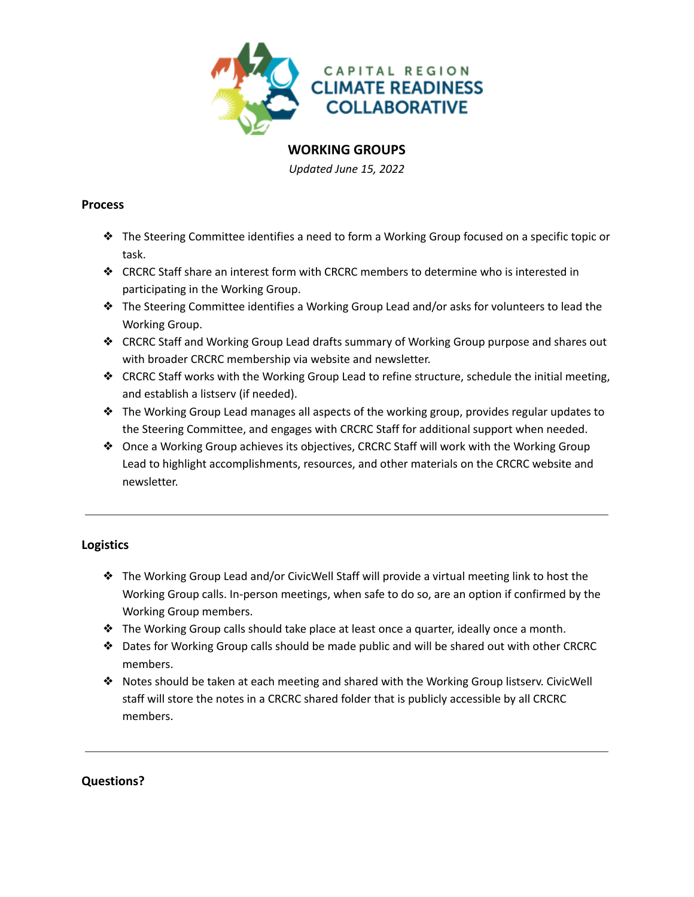CAPITAL REGION
CLIMATE READINESS
COLLABORATIVE

# WORKING GROUPS

*Updated June 15, 2022*

## Process

- The Steering Committee identifies a need to form a Working Group focused on a specific topic or task.
- CRCRC Staff share an interest form with CRCRC members to determine who is interested in participating in the Working Group.
- The Steering Committee identifies a Working Group Lead and/or asks for volunteers to lead the Working Group.
- CRCRC Staff and Working Group Lead drafts summary of Working Group purpose and shares out with broader CRCRC membership via website and newsletter.
- CRCRC Staff works with the Working Group Lead to refine structure, schedule the initial meeting, and establish a listserv (if needed).
- The Working Group Lead manages all aspects of the working group, provides regular updates to the Steering Committee, and engages with CRCRC Staff for additional support when needed.
- Once a Working Group achieves its objectives, CRCRC Staff will work with the Working Group Lead to highlight accomplishments, resources, and other materials on the CRCRC website and newsletter.

---

## Logistics

- The Working Group Lead and/or CivicWell Staff will provide a virtual meeting link to host the Working Group calls. In-person meetings, when safe to do so, are an option if confirmed by the Working Group members.
- The Working Group calls should take place at least once a quarter, ideally once a month.
- Dates for Working Group calls should be made public and will be shared out with other CRCRC members.
- Notes should be taken at each meeting and shared with the Working Group listserv. CivicWell staff will store the notes in a CRCRC shared folder that is publicly accessible by all CRCRC members.

---

## Questions?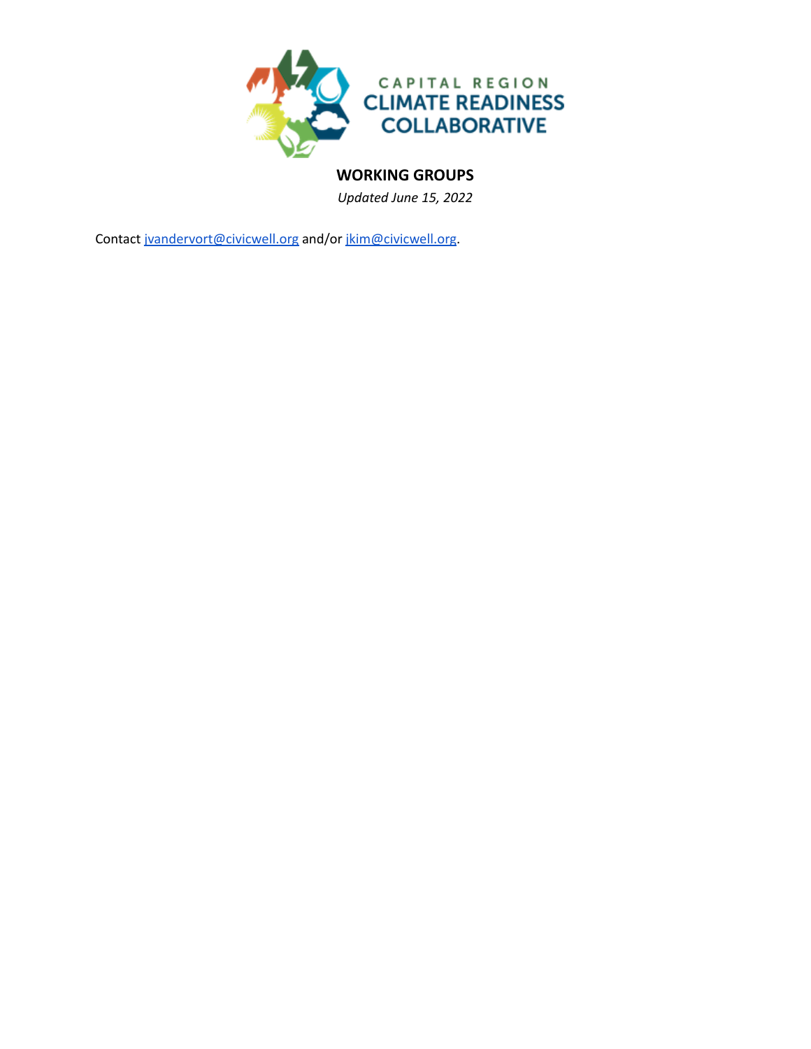CAPITAL REGION
CLIMATE READINESS
COLLABORATIVE

**WORKING GROUPS**

*Updated June 15, 2022*

Contact [jvandervort@civicwell.org](mailto:jvandervort@civicwell.org) and/or [jkim@civicwell.org](mailto:jkim@civicwell.org).